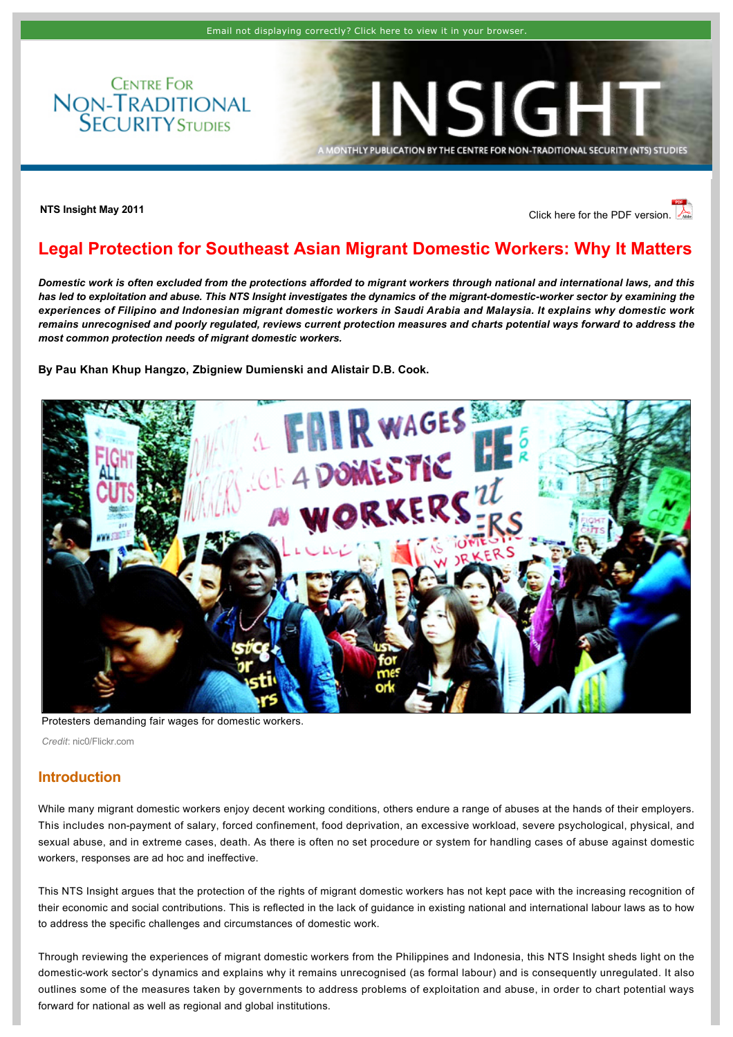Email not displaying correctly? Click here to view it in your browser.

CENTRE FOR NON-TRADITIONAL SECURITY STUDIES

# INSIGHT

A MONTHLY PUBLICATION BY THE CENTRE FOR NON-TRADITIONAL SECURITY (NTS) STUDIES

**NTS Insight May 2011**

Click here for the PDF version.

# Legal Protection for Southeast Asian Migrant Domestic Workers: Why It Matters

***Domestic work is often excluded from the protections afforded to migrant workers through national and international laws, and this has led to exploitation and abuse. This NTS Insight investigates the dynamics of the migrant-domestic-worker sector by examining the experiences of Filipino and Indonesian migrant domestic workers in Saudi Arabia and Malaysia. It explains why domestic work remains unrecognised and poorly regulated, reviews current protection measures and charts potential ways forward to address the most common protection needs of migrant domestic workers.***

**By Pau Khan Khup Hangzo, Zbigniew Dumienski and Alistair D.B. Cook.**

Protesters demanding fair wages for domestic workers.

*Credit*: nic0/Flickr.com

## Introduction

While many migrant domestic workers enjoy decent working conditions, others endure a range of abuses at the hands of their employers. This includes non-payment of salary, forced confinement, food deprivation, an excessive workload, severe psychological, physical, and sexual abuse, and in extreme cases, death. As there is often no set procedure or system for handling cases of abuse against domestic workers, responses are ad hoc and ineffective.

This NTS Insight argues that the protection of the rights of migrant domestic workers has not kept pace with the increasing recognition of their economic and social contributions. This is reflected in the lack of guidance in existing national and international labour laws as to how to address the specific challenges and circumstances of domestic work.

Through reviewing the experiences of migrant domestic workers from the Philippines and Indonesia, this NTS Insight sheds light on the domestic-work sector's dynamics and explains why it remains unrecognised (as formal labour) and is consequently unregulated. It also outlines some of the measures taken by governments to address problems of exploitation and abuse, in order to chart potential ways forward for national as well as regional and global institutions.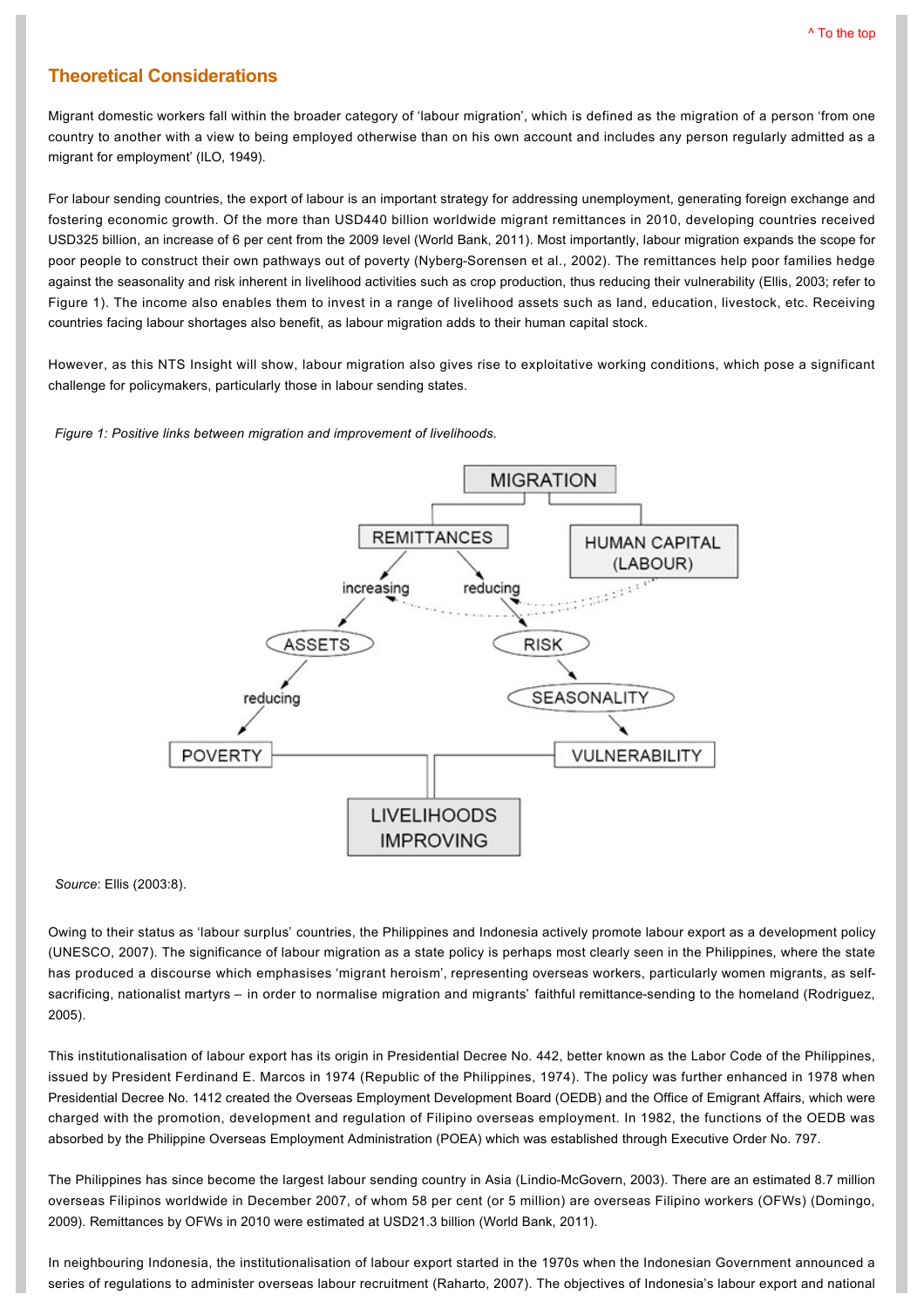## Theoretical Considerations

Migrant domestic workers fall within the broader category of 'labour migration', which is defined as the migration of a person 'from one country to another with a view to being employed otherwise than on his own account and includes any person regularly admitted as a migrant for employment' (ILO, 1949).

For labour sending countries, the export of labour is an important strategy for addressing unemployment, generating foreign exchange and fostering economic growth. Of the more than USD440 billion worldwide migrant remittances in 2010, developing countries received USD325 billion, an increase of 6 per cent from the 2009 level (World Bank, 2011). Most importantly, labour migration expands the scope for poor people to construct their own pathways out of poverty (Nyberg-Sorensen et al., 2002). The remittances help poor families hedge against the seasonality and risk inherent in livelihood activities such as crop production, thus reducing their vulnerability (Ellis, 2003; refer to Figure 1). The income also enables them to invest in a range of livelihood assets such as land, education, livestock, etc. Receiving countries facing labour shortages also benefit, as labour migration adds to their human capital stock.

However, as this NTS Insight will show, labour migration also gives rise to exploitative working conditions, which pose a significant challenge for policymakers, particularly those in labour sending states.

*Figure 1: Positive links between migration and improvement of livelihoods.*

*Source*: Ellis (2003:8).

Owing to their status as 'labour surplus' countries, the Philippines and Indonesia actively promote labour export as a development policy (UNESCO, 2007). The significance of labour migration as a state policy is perhaps most clearly seen in the Philippines, where the state has produced a discourse which emphasises 'migrant heroism', representing overseas workers, particularly women migrants, as self-sacrificing, nationalist martyrs – in order to normalise migration and migrants' faithful remittance-sending to the homeland (Rodriguez, 2005).

This institutionalisation of labour export has its origin in Presidential Decree No. 442, better known as the Labor Code of the Philippines, issued by President Ferdinand E. Marcos in 1974 (Republic of the Philippines, 1974). The policy was further enhanced in 1978 when Presidential Decree No. 1412 created the Overseas Employment Development Board (OEDB) and the Office of Emigrant Affairs, which were charged with the promotion, development and regulation of Filipino overseas employment. In 1982, the functions of the OEDB was absorbed by the Philippine Overseas Employment Administration (POEA) which was established through Executive Order No. 797.

The Philippines has since become the largest labour sending country in Asia (Lindio-McGovern, 2003). There are an estimated 8.7 million overseas Filipinos worldwide in December 2007, of whom 58 per cent (or 5 million) are overseas Filipino workers (OFWs) (Domingo, 2009). Remittances by OFWs in 2010 were estimated at USD21.3 billion (World Bank, 2011).

In neighbouring Indonesia, the institutionalisation of labour export started in the 1970s when the Indonesian Government announced a series of regulations to administer overseas labour recruitment (Raharto, 2007). The objectives of Indonesia's labour export and national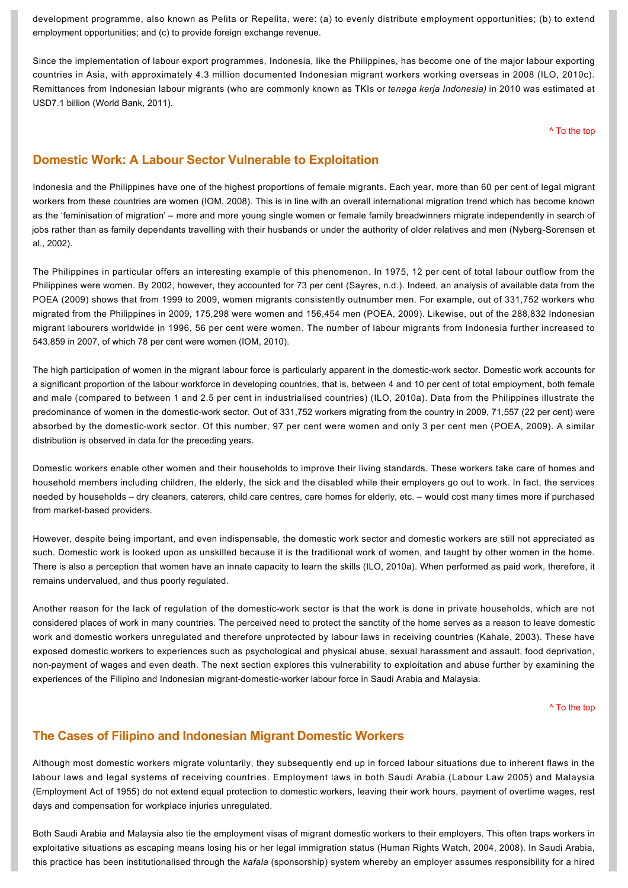development programme, also known as Pelita or Repelita, were: (a) to evenly distribute employment opportunities; (b) to extend employment opportunities; and (c) to provide foreign exchange revenue.

Since the implementation of labour export programmes, Indonesia, like the Philippines, has become one of the major labour exporting countries in Asia, with approximately 4.3 million documented Indonesian migrant workers working overseas in 2008 (ILO, 2010c). Remittances from Indonesian labour migrants (who are commonly known as TKIs or *tenaga kerja Indonesia)* in 2010 was estimated at USD7.1 billion (World Bank, 2011).

^ To the top

## Domestic Work: A Labour Sector Vulnerable to Exploitation

Indonesia and the Philippines have one of the highest proportions of female migrants. Each year, more than 60 per cent of legal migrant workers from these countries are women (IOM, 2008). This is in line with an overall international migration trend which has become known as the 'feminisation of migration' – more and more young single women or female family breadwinners migrate independently in search of jobs rather than as family dependants travelling with their husbands or under the authority of older relatives and men (Nyberg-Sorensen et al., 2002).

The Philippines in particular offers an interesting example of this phenomenon. In 1975, 12 per cent of total labour outflow from the Philippines were women. By 2002, however, they accounted for 73 per cent (Sayres, n.d.). Indeed, an analysis of available data from the POEA (2009) shows that from 1999 to 2009, women migrants consistently outnumber men. For example, out of 331,752 workers who migrated from the Philippines in 2009, 175,298 were women and 156,454 men (POEA, 2009). Likewise, out of the 288,832 Indonesian migrant labourers worldwide in 1996, 56 per cent were women. The number of labour migrants from Indonesia further increased to 543,859 in 2007, of which 78 per cent were women (IOM, 2010).

The high participation of women in the migrant labour force is particularly apparent in the domestic-work sector. Domestic work accounts for a significant proportion of the labour workforce in developing countries, that is, between 4 and 10 per cent of total employment, both female and male (compared to between 1 and 2.5 per cent in industrialised countries) (ILO, 2010a). Data from the Philippines illustrate the predominance of women in the domestic-work sector. Out of 331,752 workers migrating from the country in 2009, 71,557 (22 per cent) were absorbed by the domestic-work sector. Of this number, 97 per cent were women and only 3 per cent men (POEA, 2009). A similar distribution is observed in data for the preceding years.

Domestic workers enable other women and their households to improve their living standards. These workers take care of homes and household members including children, the elderly, the sick and the disabled while their employers go out to work. In fact, the services needed by households – dry cleaners, caterers, child care centres, care homes for elderly, etc. – would cost many times more if purchased from market-based providers.

However, despite being important, and even indispensable, the domestic work sector and domestic workers are still not appreciated as such. Domestic work is looked upon as unskilled because it is the traditional work of women, and taught by other women in the home. There is also a perception that women have an innate capacity to learn the skills (ILO, 2010a). When performed as paid work, therefore, it remains undervalued, and thus poorly regulated.

Another reason for the lack of regulation of the domestic-work sector is that the work is done in private households, which are not considered places of work in many countries. The perceived need to protect the sanctity of the home serves as a reason to leave domestic work and domestic workers unregulated and therefore unprotected by labour laws in receiving countries (Kahale, 2003). These have exposed domestic workers to experiences such as psychological and physical abuse, sexual harassment and assault, food deprivation, non-payment of wages and even death. The next section explores this vulnerability to exploitation and abuse further by examining the experiences of the Filipino and Indonesian migrant-domestic-worker labour force in Saudi Arabia and Malaysia.

^ To the top

## The Cases of Filipino and Indonesian Migrant Domestic Workers

Although most domestic workers migrate voluntarily, they subsequently end up in forced labour situations due to inherent flaws in the labour laws and legal systems of receiving countries. Employment laws in both Saudi Arabia (Labour Law 2005) and Malaysia (Employment Act of 1955) do not extend equal protection to domestic workers, leaving their work hours, payment of overtime wages, rest days and compensation for workplace injuries unregulated.

Both Saudi Arabia and Malaysia also tie the employment visas of migrant domestic workers to their employers. This often traps workers in exploitative situations as escaping means losing his or her legal immigration status (Human Rights Watch, 2004, 2008). In Saudi Arabia, this practice has been institutionalised through the *kafala* (sponsorship) system whereby an employer assumes responsibility for a hired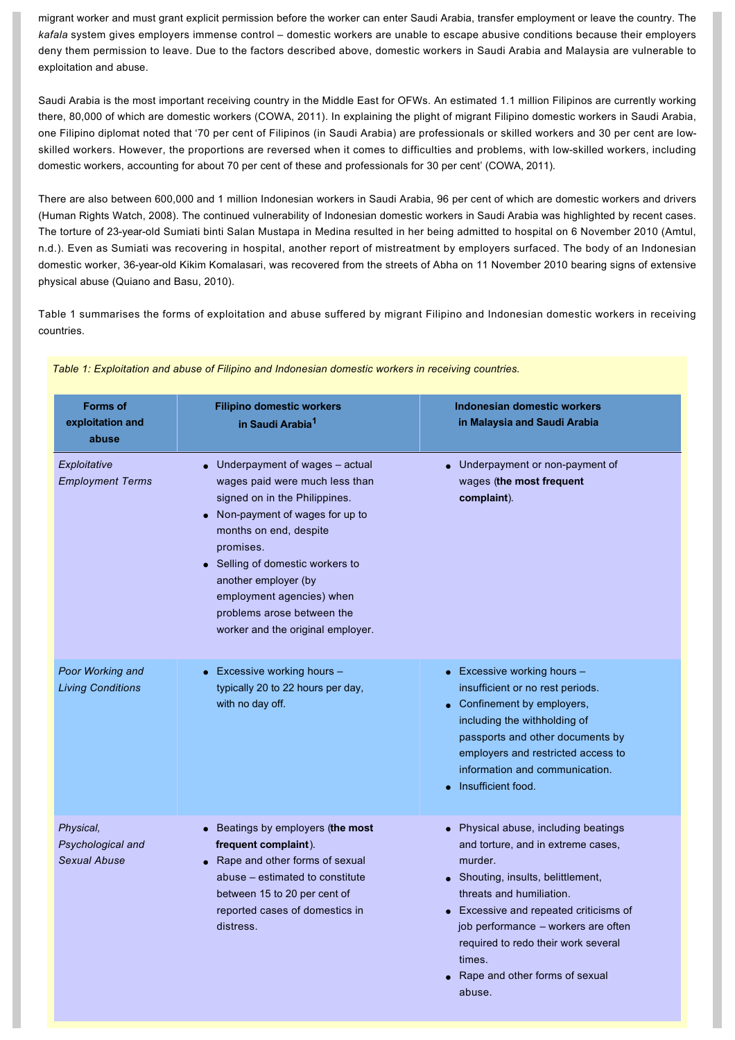migrant worker and must grant explicit permission before the worker can enter Saudi Arabia, transfer employment or leave the country. The *kafala* system gives employers immense control – domestic workers are unable to escape abusive conditions because their employers deny them permission to leave. Due to the factors described above, domestic workers in Saudi Arabia and Malaysia are vulnerable to exploitation and abuse.

Saudi Arabia is the most important receiving country in the Middle East for OFWs. An estimated 1.1 million Filipinos are currently working there, 80,000 of which are domestic workers (COWA, 2011). In explaining the plight of migrant Filipino domestic workers in Saudi Arabia, one Filipino diplomat noted that '70 per cent of Filipinos (in Saudi Arabia) are professionals or skilled workers and 30 per cent are low-skilled workers. However, the proportions are reversed when it comes to difficulties and problems, with low-skilled workers, including domestic workers, accounting for about 70 per cent of these and professionals for 30 per cent' (COWA, 2011).

There are also between 600,000 and 1 million Indonesian workers in Saudi Arabia, 96 per cent of which are domestic workers and drivers (Human Rights Watch, 2008). The continued vulnerability of Indonesian domestic workers in Saudi Arabia was highlighted by recent cases. The torture of 23-year-old Sumiati binti Salan Mustapa in Medina resulted in her being admitted to hospital on 6 November 2010 (Amtul, n.d.). Even as Sumiati was recovering in hospital, another report of mistreatment by employers surfaced. The body of an Indonesian domestic worker, 36-year-old Kikim Komalasari, was recovered from the streets of Abha on 11 November 2010 bearing signs of extensive physical abuse (Quiano and Basu, 2010).

Table 1 summarises the forms of exploitation and abuse suffered by migrant Filipino and Indonesian domestic workers in receiving countries.

*Table 1: Exploitation and abuse of Filipino and Indonesian domestic workers in receiving countries.*

| Forms of exploitation and abuse | Filipino domestic workers in Saudi Arabia[1] | Indonesian domestic workers in Malaysia and Saudi Arabia |
|---|---|---|
| *Exploitative Employment Terms* | • Underpayment of wages – actual wages paid were much less than signed on in the Philippines.<br>• Non-payment of wages for up to months on end, despite promises.<br>• Selling of domestic workers to another employer (by employment agencies) when problems arose between the worker and the original employer. | • Underpayment or non-payment of wages (**the most frequent complaint**). |
| *Poor Working and Living Conditions* | • Excessive working hours – typically 20 to 22 hours per day, with no day off. | • Excessive working hours – insufficient or no rest periods.<br>• Confinement by employers, including the withholding of passports and other documents by employers and restricted access to information and communication.<br>• Insufficient food. |
| *Physical, Psychological and Sexual Abuse* | • Beatings by employers (**the most frequent complaint**).<br>• Rape and other forms of sexual abuse – estimated to constitute between 15 to 20 per cent of reported cases of domestics in distress. | • Physical abuse, including beatings and torture, and in extreme cases, murder.<br>• Shouting, insults, belittlement, threats and humiliation.<br>• Excessive and repeated criticisms of job performance – workers are often required to redo their work several times.<br>• Rape and other forms of sexual abuse. |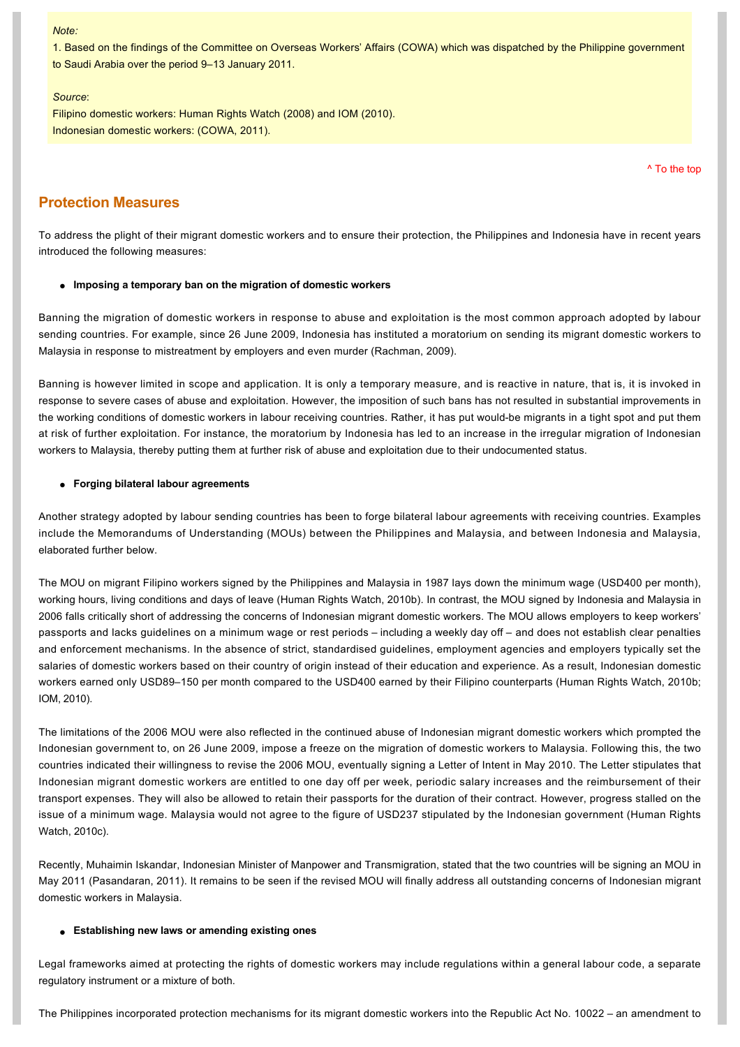*Note:*

1. Based on the findings of the Committee on Overseas Workers' Affairs (COWA) which was dispatched by the Philippine government to Saudi Arabia over the period 9–13 January 2011.

*Source*:

Filipino domestic workers: Human Rights Watch (2008) and IOM (2010).

Indonesian domestic workers: (COWA, 2011).

^ To the top

## Protection Measures

To address the plight of their migrant domestic workers and to ensure their protection, the Philippines and Indonesia have in recent years introduced the following measures:

- **Imposing a temporary ban on the migration of domestic workers**

Banning the migration of domestic workers in response to abuse and exploitation is the most common approach adopted by labour sending countries. For example, since 26 June 2009, Indonesia has instituted a moratorium on sending its migrant domestic workers to Malaysia in response to mistreatment by employers and even murder (Rachman, 2009).

Banning is however limited in scope and application. It is only a temporary measure, and is reactive in nature, that is, it is invoked in response to severe cases of abuse and exploitation. However, the imposition of such bans has not resulted in substantial improvements in the working conditions of domestic workers in labour receiving countries. Rather, it has put would-be migrants in a tight spot and put them at risk of further exploitation. For instance, the moratorium by Indonesia has led to an increase in the irregular migration of Indonesian workers to Malaysia, thereby putting them at further risk of abuse and exploitation due to their undocumented status.

- **Forging bilateral labour agreements**

Another strategy adopted by labour sending countries has been to forge bilateral labour agreements with receiving countries. Examples include the Memorandums of Understanding (MOUs) between the Philippines and Malaysia, and between Indonesia and Malaysia, elaborated further below.

The MOU on migrant Filipino workers signed by the Philippines and Malaysia in 1987 lays down the minimum wage (USD400 per month), working hours, living conditions and days of leave (Human Rights Watch, 2010b). In contrast, the MOU signed by Indonesia and Malaysia in 2006 falls critically short of addressing the concerns of Indonesian migrant domestic workers. The MOU allows employers to keep workers' passports and lacks guidelines on a minimum wage or rest periods – including a weekly day off – and does not establish clear penalties and enforcement mechanisms. In the absence of strict, standardised guidelines, employment agencies and employers typically set the salaries of domestic workers based on their country of origin instead of their education and experience. As a result, Indonesian domestic workers earned only USD89–150 per month compared to the USD400 earned by their Filipino counterparts (Human Rights Watch, 2010b; IOM, 2010).

The limitations of the 2006 MOU were also reflected in the continued abuse of Indonesian migrant domestic workers which prompted the Indonesian government to, on 26 June 2009, impose a freeze on the migration of domestic workers to Malaysia. Following this, the two countries indicated their willingness to revise the 2006 MOU, eventually signing a Letter of Intent in May 2010. The Letter stipulates that Indonesian migrant domestic workers are entitled to one day off per week, periodic salary increases and the reimbursement of their transport expenses. They will also be allowed to retain their passports for the duration of their contract. However, progress stalled on the issue of a minimum wage. Malaysia would not agree to the figure of USD237 stipulated by the Indonesian government (Human Rights Watch, 2010c).

Recently, Muhaimin Iskandar, Indonesian Minister of Manpower and Transmigration, stated that the two countries will be signing an MOU in May 2011 (Pasandaran, 2011). It remains to be seen if the revised MOU will finally address all outstanding concerns of Indonesian migrant domestic workers in Malaysia.

- **Establishing new laws or amending existing ones**

Legal frameworks aimed at protecting the rights of domestic workers may include regulations within a general labour code, a separate regulatory instrument or a mixture of both.

The Philippines incorporated protection mechanisms for its migrant domestic workers into the Republic Act No. 10022 – an amendment to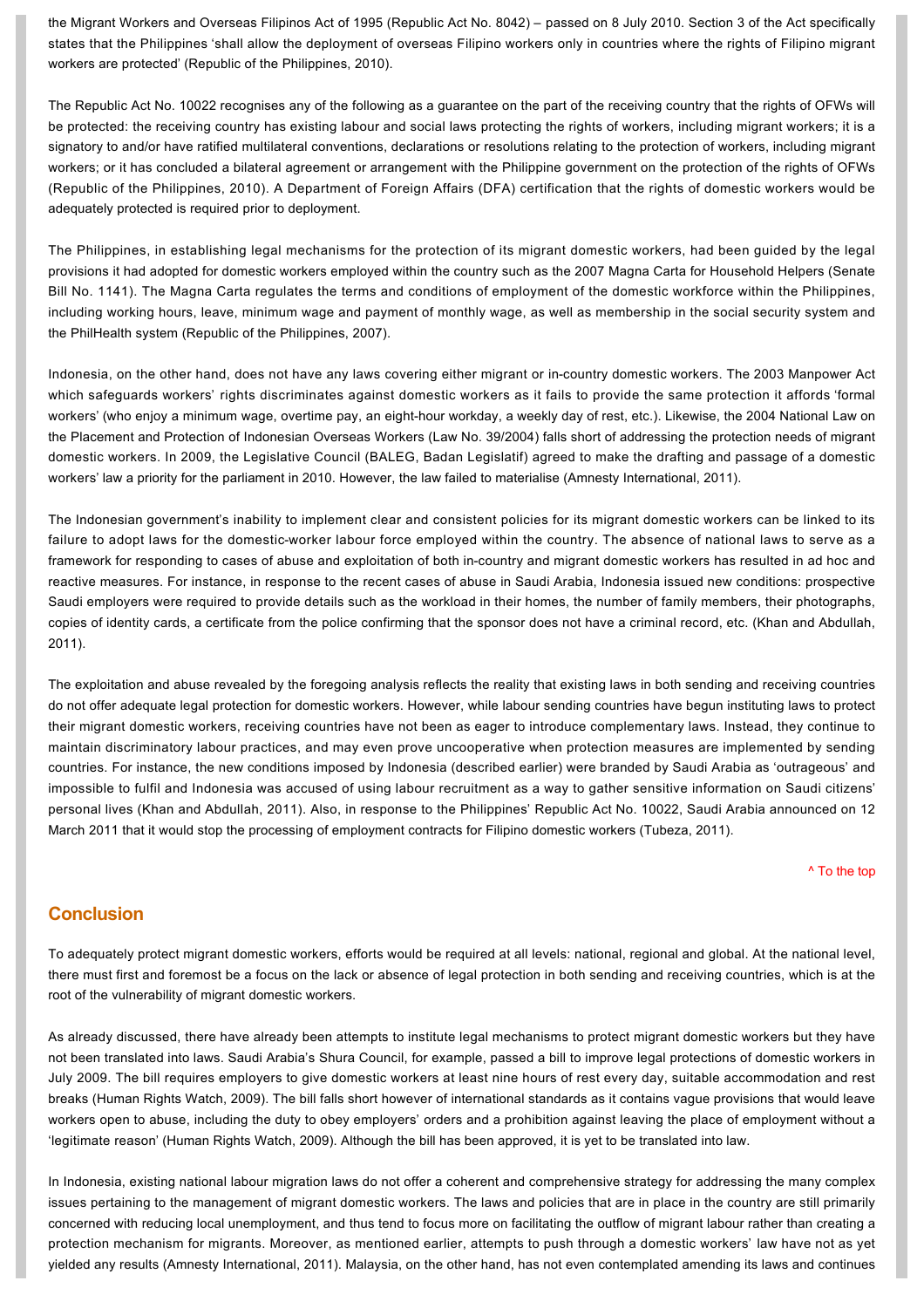the Migrant Workers and Overseas Filipinos Act of 1995 (Republic Act No. 8042) – passed on 8 July 2010. Section 3 of the Act specifically states that the Philippines 'shall allow the deployment of overseas Filipino workers only in countries where the rights of Filipino migrant workers are protected' (Republic of the Philippines, 2010).

The Republic Act No. 10022 recognises any of the following as a guarantee on the part of the receiving country that the rights of OFWs will be protected: the receiving country has existing labour and social laws protecting the rights of workers, including migrant workers; it is a signatory to and/or have ratified multilateral conventions, declarations or resolutions relating to the protection of workers, including migrant workers; or it has concluded a bilateral agreement or arrangement with the Philippine government on the protection of the rights of OFWs (Republic of the Philippines, 2010). A Department of Foreign Affairs (DFA) certification that the rights of domestic workers would be adequately protected is required prior to deployment.

The Philippines, in establishing legal mechanisms for the protection of its migrant domestic workers, had been guided by the legal provisions it had adopted for domestic workers employed within the country such as the 2007 Magna Carta for Household Helpers (Senate Bill No. 1141). The Magna Carta regulates the terms and conditions of employment of the domestic workforce within the Philippines, including working hours, leave, minimum wage and payment of monthly wage, as well as membership in the social security system and the PhilHealth system (Republic of the Philippines, 2007).

Indonesia, on the other hand, does not have any laws covering either migrant or in-country domestic workers. The 2003 Manpower Act which safeguards workers' rights discriminates against domestic workers as it fails to provide the same protection it affords 'formal workers' (who enjoy a minimum wage, overtime pay, an eight-hour workday, a weekly day of rest, etc.). Likewise, the 2004 National Law on the Placement and Protection of Indonesian Overseas Workers (Law No. 39/2004) falls short of addressing the protection needs of migrant domestic workers. In 2009, the Legislative Council (BALEG, Badan Legislatif) agreed to make the drafting and passage of a domestic workers' law a priority for the parliament in 2010. However, the law failed to materialise (Amnesty International, 2011).

The Indonesian government's inability to implement clear and consistent policies for its migrant domestic workers can be linked to its failure to adopt laws for the domestic-worker labour force employed within the country. The absence of national laws to serve as a framework for responding to cases of abuse and exploitation of both in-country and migrant domestic workers has resulted in ad hoc and reactive measures. For instance, in response to the recent cases of abuse in Saudi Arabia, Indonesia issued new conditions: prospective Saudi employers were required to provide details such as the workload in their homes, the number of family members, their photographs, copies of identity cards, a certificate from the police confirming that the sponsor does not have a criminal record, etc. (Khan and Abdullah, 2011).

The exploitation and abuse revealed by the foregoing analysis reflects the reality that existing laws in both sending and receiving countries do not offer adequate legal protection for domestic workers. However, while labour sending countries have begun instituting laws to protect their migrant domestic workers, receiving countries have not been as eager to introduce complementary laws. Instead, they continue to maintain discriminatory labour practices, and may even prove uncooperative when protection measures are implemented by sending countries. For instance, the new conditions imposed by Indonesia (described earlier) were branded by Saudi Arabia as 'outrageous' and impossible to fulfil and Indonesia was accused of using labour recruitment as a way to gather sensitive information on Saudi citizens' personal lives (Khan and Abdullah, 2011). Also, in response to the Philippines' Republic Act No. 10022, Saudi Arabia announced on 12 March 2011 that it would stop the processing of employment contracts for Filipino domestic workers (Tubeza, 2011).

^ To the top

## Conclusion

To adequately protect migrant domestic workers, efforts would be required at all levels: national, regional and global. At the national level, there must first and foremost be a focus on the lack or absence of legal protection in both sending and receiving countries, which is at the root of the vulnerability of migrant domestic workers.

As already discussed, there have already been attempts to institute legal mechanisms to protect migrant domestic workers but they have not been translated into laws. Saudi Arabia's Shura Council, for example, passed a bill to improve legal protections of domestic workers in July 2009. The bill requires employers to give domestic workers at least nine hours of rest every day, suitable accommodation and rest breaks (Human Rights Watch, 2009). The bill falls short however of international standards as it contains vague provisions that would leave workers open to abuse, including the duty to obey employers' orders and a prohibition against leaving the place of employment without a 'legitimate reason' (Human Rights Watch, 2009). Although the bill has been approved, it is yet to be translated into law.

In Indonesia, existing national labour migration laws do not offer a coherent and comprehensive strategy for addressing the many complex issues pertaining to the management of migrant domestic workers. The laws and policies that are in place in the country are still primarily concerned with reducing local unemployment, and thus tend to focus more on facilitating the outflow of migrant labour rather than creating a protection mechanism for migrants. Moreover, as mentioned earlier, attempts to push through a domestic workers' law have not as yet yielded any results (Amnesty International, 2011). Malaysia, on the other hand, has not even contemplated amending its laws and continues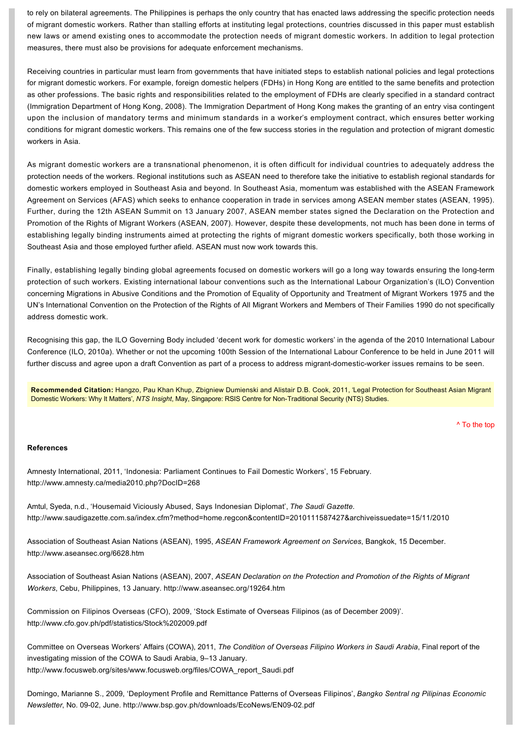to rely on bilateral agreements. The Philippines is perhaps the only country that has enacted laws addressing the specific protection needs of migrant domestic workers. Rather than stalling efforts at instituting legal protections, countries discussed in this paper must establish new laws or amend existing ones to accommodate the protection needs of migrant domestic workers. In addition to legal protection measures, there must also be provisions for adequate enforcement mechanisms.

Receiving countries in particular must learn from governments that have initiated steps to establish national policies and legal protections for migrant domestic workers. For example, foreign domestic helpers (FDHs) in Hong Kong are entitled to the same benefits and protection as other professions. The basic rights and responsibilities related to the employment of FDHs are clearly specified in a standard contract (Immigration Department of Hong Kong, 2008). The Immigration Department of Hong Kong makes the granting of an entry visa contingent upon the inclusion of mandatory terms and minimum standards in a worker's employment contract, which ensures better working conditions for migrant domestic workers. This remains one of the few success stories in the regulation and protection of migrant domestic workers in Asia.

As migrant domestic workers are a transnational phenomenon, it is often difficult for individual countries to adequately address the protection needs of the workers. Regional institutions such as ASEAN need to therefore take the initiative to establish regional standards for domestic workers employed in Southeast Asia and beyond. In Southeast Asia, momentum was established with the ASEAN Framework Agreement on Services (AFAS) which seeks to enhance cooperation in trade in services among ASEAN member states (ASEAN, 1995). Further, during the 12th ASEAN Summit on 13 January 2007, ASEAN member states signed the Declaration on the Protection and Promotion of the Rights of Migrant Workers (ASEAN, 2007). However, despite these developments, not much has been done in terms of establishing legally binding instruments aimed at protecting the rights of migrant domestic workers specifically, both those working in Southeast Asia and those employed further afield. ASEAN must now work towards this.

Finally, establishing legally binding global agreements focused on domestic workers will go a long way towards ensuring the long-term protection of such workers. Existing international labour conventions such as the International Labour Organization's (ILO) Convention concerning Migrations in Abusive Conditions and the Promotion of Equality of Opportunity and Treatment of Migrant Workers 1975 and the UN's International Convention on the Protection of the Rights of All Migrant Workers and Members of Their Families 1990 do not specifically address domestic work.

Recognising this gap, the ILO Governing Body included 'decent work for domestic workers' in the agenda of the 2010 International Labour Conference (ILO, 2010a). Whether or not the upcoming 100th Session of the International Labour Conference to be held in June 2011 will further discuss and agree upon a draft Convention as part of a process to address migrant-domestic-worker issues remains to be seen.

**Recommended Citation:** Hangzo, Pau Khan Khup, Zbigniew Dumienski and Alistair D.B. Cook, 2011, 'Legal Protection for Southeast Asian Migrant Domestic Workers: Why It Matters', *NTS Insight*, May, Singapore: RSIS Centre for Non-Traditional Security (NTS) Studies.

^ To the top

**References**

Amnesty International, 2011, 'Indonesia: Parliament Continues to Fail Domestic Workers', 15 February. http://www.amnesty.ca/media2010.php?DocID=268

Amtul, Syeda, n.d., 'Housemaid Viciously Abused, Says Indonesian Diplomat', *The Saudi Gazette*. http://www.saudigazette.com.sa/index.cfm?method=home.regcon&contentID=2010111587427&archiveissuedate=15/11/2010

Association of Southeast Asian Nations (ASEAN), 1995, *ASEAN Framework Agreement on Services*, Bangkok, 15 December. http://www.aseansec.org/6628.htm

Association of Southeast Asian Nations (ASEAN), 2007, *ASEAN Declaration on the Protection and Promotion of the Rights of Migrant Workers*, Cebu, Philippines, 13 January. http://www.aseansec.org/19264.htm

Commission on Filipinos Overseas (CFO), 2009, 'Stock Estimate of Overseas Filipinos (as of December 2009)'. http://www.cfo.gov.ph/pdf/statistics/Stock%202009.pdf

Committee on Overseas Workers' Affairs (COWA), 2011, *The Condition of Overseas Filipino Workers in Saudi Arabia*, Final report of the investigating mission of the COWA to Saudi Arabia, 9–13 January. http://www.focusweb.org/sites/www.focusweb.org/files/COWA_report_Saudi.pdf

Domingo, Marianne S., 2009, 'Deployment Profile and Remittance Patterns of Overseas Filipinos', *Bangko Sentral ng Pilipinas Economic Newsletter*, No. 09-02, June. http://www.bsp.gov.ph/downloads/EcoNews/EN09-02.pdf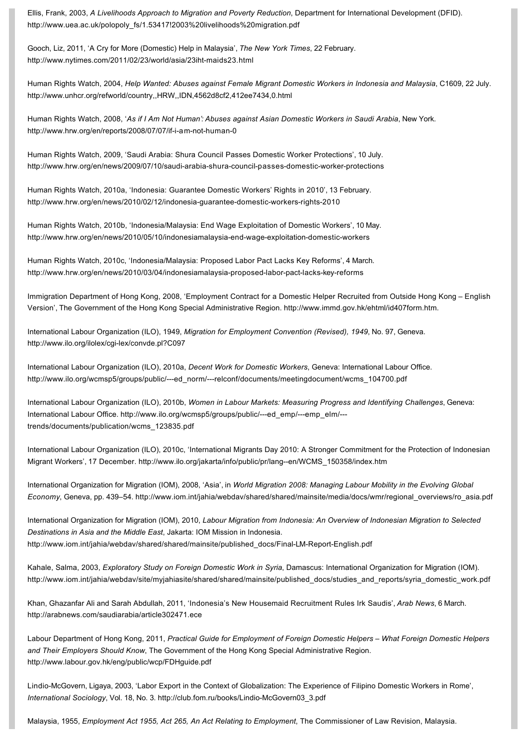Ellis, Frank, 2003, *A Livelihoods Approach to Migration and Poverty Reduction*, Department for International Development (DFID). http://www.uea.ac.uk/polopoly_fs/1.53417!2003%20livelihoods%20migration.pdf

Gooch, Liz, 2011, 'A Cry for More (Domestic) Help in Malaysia', *The New York Times*, 22 February. http://www.nytimes.com/2011/02/23/world/asia/23iht-maids23.html

Human Rights Watch, 2004, *Help Wanted: Abuses against Female Migrant Domestic Workers in Indonesia and Malaysia*, C1609, 22 July. http://www.unhcr.org/refworld/country,,HRW,,IDN,4562d8cf2,412ee7434,0.html

Human Rights Watch, 2008, '*As if I Am Not Human': Abuses against Asian Domestic Workers in Saudi Arabia*, New York. http://www.hrw.org/en/reports/2008/07/07/if-i-am-not-human-0

Human Rights Watch, 2009, 'Saudi Arabia: Shura Council Passes Domestic Worker Protections', 10 July. http://www.hrw.org/en/news/2009/07/10/saudi-arabia-shura-council-passes-domestic-worker-protections

Human Rights Watch, 2010a, 'Indonesia: Guarantee Domestic Workers' Rights in 2010', 13 February. http://www.hrw.org/en/news/2010/02/12/indonesia-guarantee-domestic-workers-rights-2010

Human Rights Watch, 2010b, 'Indonesia/Malaysia: End Wage Exploitation of Domestic Workers', 10 May. http://www.hrw.org/en/news/2010/05/10/indonesiamalaysia-end-wage-exploitation-domestic-workers

Human Rights Watch, 2010c, 'Indonesia/Malaysia: Proposed Labor Pact Lacks Key Reforms', 4 March. http://www.hrw.org/en/news/2010/03/04/indonesiamalaysia-proposed-labor-pact-lacks-key-reforms

Immigration Department of Hong Kong, 2008, 'Employment Contract for a Domestic Helper Recruited from Outside Hong Kong – English Version', The Government of the Hong Kong Special Administrative Region. http://www.immd.gov.hk/ehtml/id407form.htm.

International Labour Organization (ILO), 1949, *Migration for Employment Convention (Revised), 1949*, No. 97, Geneva. http://www.ilo.org/ilolex/cgi-lex/convde.pl?C097

International Labour Organization (ILO), 2010a, *Decent Work for Domestic Workers*, Geneva: International Labour Office. http://www.ilo.org/wcmsp5/groups/public/---ed_norm/---relconf/documents/meetingdocument/wcms_104700.pdf

International Labour Organization (ILO), 2010b, *Women in Labour Markets: Measuring Progress and Identifying Challenges*, Geneva: International Labour Office. http://www.ilo.org/wcmsp5/groups/public/---ed_emp/---emp_elm/---trends/documents/publication/wcms_123835.pdf

International Labour Organization (ILO), 2010c, 'International Migrants Day 2010: A Stronger Commitment for the Protection of Indonesian Migrant Workers', 17 December. http://www.ilo.org/jakarta/info/public/pr/lang--en/WCMS_150358/index.htm

International Organization for Migration (IOM), 2008, 'Asia', in *World Migration 2008: Managing Labour Mobility in the Evolving Global Economy*, Geneva, pp. 439–54. http://www.iom.int/jahia/webdav/shared/shared/mainsite/media/docs/wmr/regional_overviews/ro_asia.pdf

International Organization for Migration (IOM), 2010, *Labour Migration from Indonesia: An Overview of Indonesian Migration to Selected Destinations in Asia and the Middle East*, Jakarta: IOM Mission in Indonesia. http://www.iom.int/jahia/webdav/shared/shared/mainsite/published_docs/Final-LM-Report-English.pdf

Kahale, Salma, 2003, *Exploratory Study on Foreign Domestic Work in Syria*, Damascus: International Organization for Migration (IOM). http://www.iom.int/jahia/webdav/site/myjahiasite/shared/shared/mainsite/published_docs/studies_and_reports/syria_domestic_work.pdf

Khan, Ghazanfar Ali and Sarah Abdullah, 2011, 'Indonesia's New Housemaid Recruitment Rules Irk Saudis', *Arab News*, 6 March. http://arabnews.com/saudiarabia/article302471.ece

Labour Department of Hong Kong, 2011, *Practical Guide for Employment of Foreign Domestic Helpers – What Foreign Domestic Helpers and Their Employers Should Know*, The Government of the Hong Kong Special Administrative Region. http://www.labour.gov.hk/eng/public/wcp/FDHguide.pdf

Lindio-McGovern, Ligaya, 2003, 'Labor Export in the Context of Globalization: The Experience of Filipino Domestic Workers in Rome', *International Sociology*, Vol. 18, No. 3. http://club.fom.ru/books/Lindio-McGovern03_3.pdf

Malaysia, 1955, *Employment Act 1955, Act 265, An Act Relating to Employment*, The Commissioner of Law Revision, Malaysia.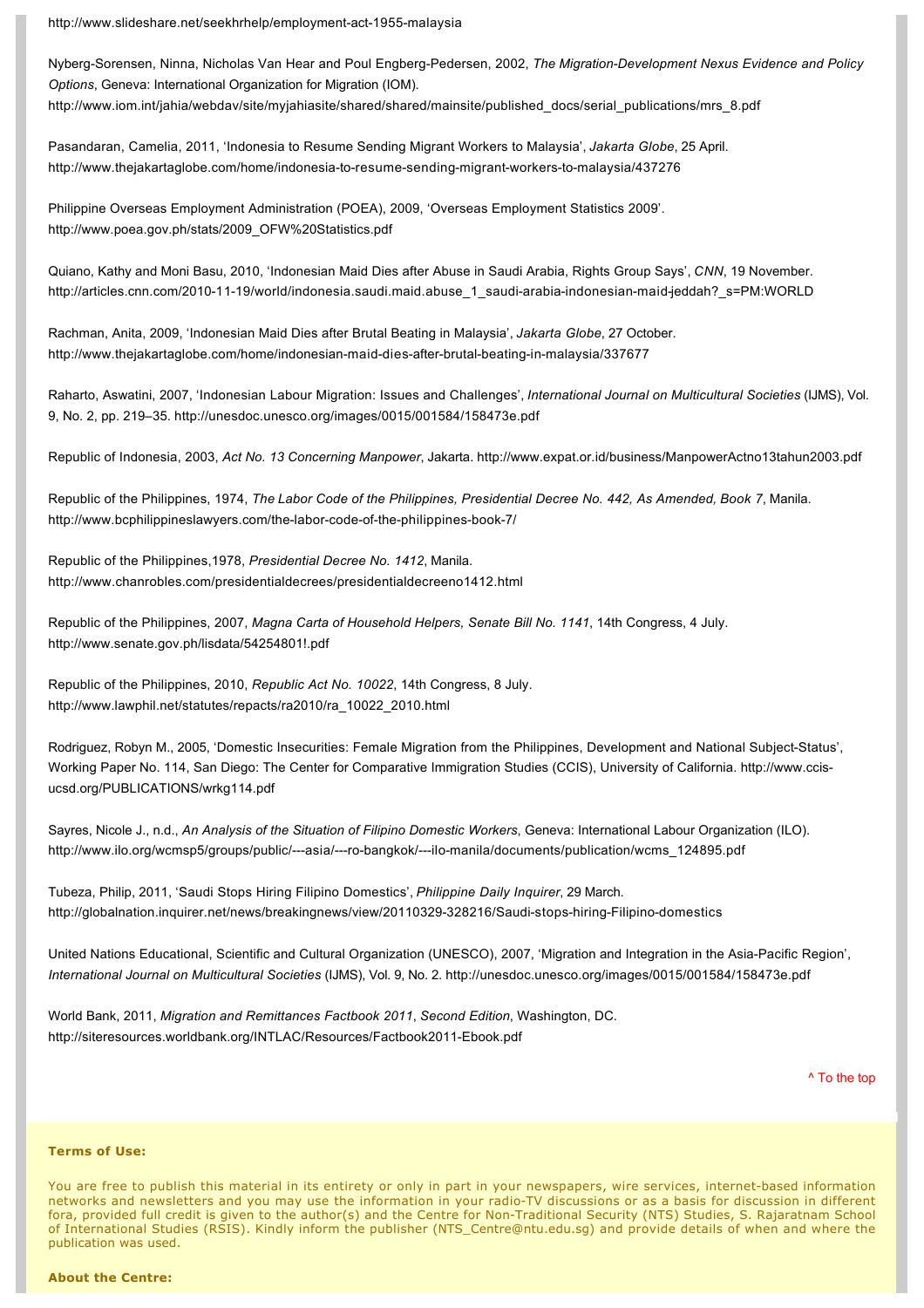http://www.slideshare.net/seekhrhelp/employment-act-1955-malaysia

Nyberg-Sorensen, Ninna, Nicholas Van Hear and Poul Engberg-Pedersen, 2002, *The Migration-Development Nexus Evidence and Policy Options*, Geneva: International Organization for Migration (IOM). http://www.iom.int/jahia/webdav/site/myjahiasite/shared/shared/mainsite/published_docs/serial_publications/mrs_8.pdf

Pasandaran, Camelia, 2011, 'Indonesia to Resume Sending Migrant Workers to Malaysia', *Jakarta Globe*, 25 April. http://www.thejakartaglobe.com/home/indonesia-to-resume-sending-migrant-workers-to-malaysia/437276

Philippine Overseas Employment Administration (POEA), 2009, 'Overseas Employment Statistics 2009'. http://www.poea.gov.ph/stats/2009_OFW%20Statistics.pdf

Quiano, Kathy and Moni Basu, 2010, 'Indonesian Maid Dies after Abuse in Saudi Arabia, Rights Group Says', *CNN*, 19 November. http://articles.cnn.com/2010-11-19/world/indonesia.saudi.maid.abuse_1_saudi-arabia-indonesian-maid-jeddah?_s=PM:WORLD

Rachman, Anita, 2009, 'Indonesian Maid Dies after Brutal Beating in Malaysia', *Jakarta Globe*, 27 October. http://www.thejakartaglobe.com/home/indonesian-maid-dies-after-brutal-beating-in-malaysia/337677

Raharto, Aswatini, 2007, 'Indonesian Labour Migration: Issues and Challenges', *International Journal on Multicultural Societies* (IJMS), Vol. 9, No. 2, pp. 219–35. http://unesdoc.unesco.org/images/0015/001584/158473e.pdf

Republic of Indonesia, 2003, *Act No. 13 Concerning Manpower*, Jakarta. http://www.expat.or.id/business/ManpowerActno13tahun2003.pdf

Republic of the Philippines, 1974, *The Labor Code of the Philippines, Presidential Decree No. 442, As Amended, Book 7*, Manila. http://www.bcphilippineslawyers.com/the-labor-code-of-the-philippines-book-7/

Republic of the Philippines,1978, *Presidential Decree No. 1412*, Manila. http://www.chanrobles.com/presidentialdecrees/presidentialdecreeno1412.html

Republic of the Philippines, 2007, *Magna Carta of Household Helpers, Senate Bill No. 1141*, 14th Congress, 4 July. http://www.senate.gov.ph/lisdata/54254801!.pdf

Republic of the Philippines, 2010, *Republic Act No. 10022*, 14th Congress, 8 July. http://www.lawphil.net/statutes/repacts/ra2010/ra_10022_2010.html

Rodriguez, Robyn M., 2005, 'Domestic Insecurities: Female Migration from the Philippines, Development and National Subject-Status', Working Paper No. 114, San Diego: The Center for Comparative Immigration Studies (CCIS), University of California. http://www.ccis-ucsd.org/PUBLICATIONS/wrkg114.pdf

Sayres, Nicole J., n.d., *An Analysis of the Situation of Filipino Domestic Workers*, Geneva: International Labour Organization (ILO). http://www.ilo.org/wcmsp5/groups/public/---asia/---ro-bangkok/---ilo-manila/documents/publication/wcms_124895.pdf

Tubeza, Philip, 2011, 'Saudi Stops Hiring Filipino Domestics', *Philippine Daily Inquirer*, 29 March. http://globalnation.inquirer.net/news/breakingnews/view/20110329-328216/Saudi-stops-hiring-Filipino-domestics

United Nations Educational, Scientific and Cultural Organization (UNESCO), 2007, 'Migration and Integration in the Asia-Pacific Region', *International Journal on Multicultural Societies* (IJMS), Vol. 9, No. 2. http://unesdoc.unesco.org/images/0015/001584/158473e.pdf

World Bank, 2011, *Migration and Remittances Factbook 2011*, *Second Edition*, Washington, DC. http://siteresources.worldbank.org/INTLAC/Resources/Factbook2011-Ebook.pdf

^ To the top

**Terms of Use:**

You are free to publish this material in its entirety or only in part in your newspapers, wire services, internet-based information networks and newsletters and you may use the information in your radio-TV discussions or as a basis for discussion in different fora, provided full credit is given to the author(s) and the Centre for Non-Traditional Security (NTS) Studies, S. Rajaratnam School of International Studies (RSIS). Kindly inform the publisher (NTS_Centre@ntu.edu.sg) and provide details of when and where the publication was used.

**About the Centre:**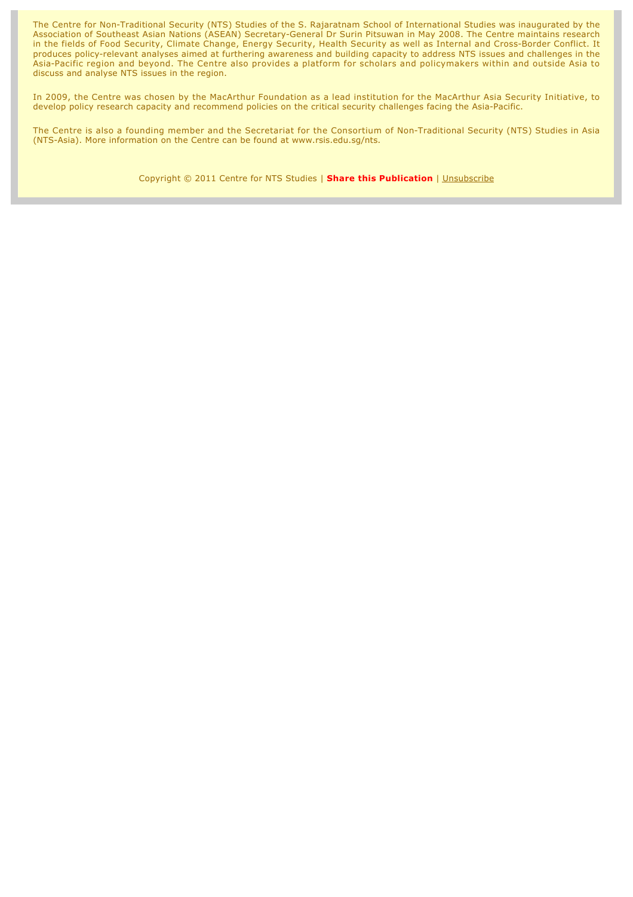The Centre for Non-Traditional Security (NTS) Studies of the S. Rajaratnam School of International Studies was inaugurated by the Association of Southeast Asian Nations (ASEAN) Secretary-General Dr Surin Pitsuwan in May 2008. The Centre maintains research in the fields of Food Security, Climate Change, Energy Security, Health Security as well as Internal and Cross-Border Conflict. It produces policy-relevant analyses aimed at furthering awareness and building capacity to address NTS issues and challenges in the Asia-Pacific region and beyond. The Centre also provides a platform for scholars and policymakers within and outside Asia to discuss and analyse NTS issues in the region.

In 2009, the Centre was chosen by the MacArthur Foundation as a lead institution for the MacArthur Asia Security Initiative, to develop policy research capacity and recommend policies on the critical security challenges facing the Asia-Pacific.

The Centre is also a founding member and the Secretariat for the Consortium of Non-Traditional Security (NTS) Studies in Asia (NTS-Asia). More information on the Centre can be found at www.rsis.edu.sg/nts.

Copyright © 2011 Centre for NTS Studies | **Share this Publication** | Unsubscribe